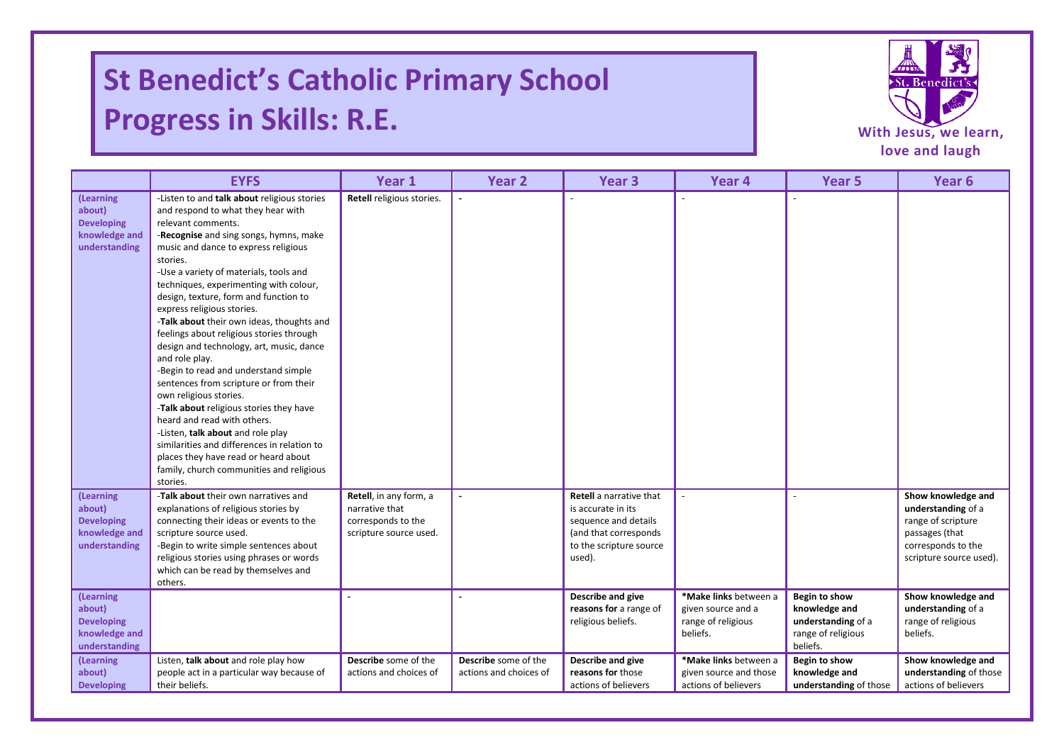# St Benedict's Catholic Primary School Progress in Skills: R.E.

With Jesus, we learn, love and laugh

| | EYFS | Year 1 | Year 2 | Year 3 | Year 4 | Year 5 | Year 6 |
|---|---|---|---|---|---|---|---|
| (Learning about) Developing knowledge and understanding | -Listen to and **talk about** religious stories and respond to what they hear with relevant comments.<br>-**Recognise** and sing songs, hymns, make music and dance to express religious stories.<br>-Use a variety of materials, tools and techniques, experimenting with colour, design, texture, form and function to express religious stories.<br>-**Talk about** their own ideas, thoughts and feelings about religious stories through design and technology, art, music, dance and role play.<br>-Begin to read and understand simple sentences from scripture or from their own religious stories.<br>-**Talk about** religious stories they have heard and read with others.<br>-Listen, **talk about** and role play similarities and differences in relation to places they have read or heard about family, church communities and religious stories. | **Retell** religious stories. | - | - | - | - | |
| (Learning about) Developing knowledge and understanding | -**Talk about** their own narratives and explanations of religious stories by connecting their ideas or events to the scripture source used.<br>-Begin to write simple sentences about religious stories using phrases or words which can be read by themselves and others. | **Retell**, in any form, a narrative that corresponds to the scripture source used. | - | **Retell** a narrative that is accurate in its sequence and details (and that corresponds to the scripture source used). | - | - | **Show knowledge and understanding** of a range of scripture passages (that corresponds to the scripture source used). |
| (Learning about) Developing knowledge and understanding | | - | - | **Describe and give reasons for** a range of religious beliefs. | ***Make links** between a given source and a range of religious beliefs. | **Begin to show knowledge and understanding** of a range of religious beliefs. | **Show knowledge and understanding** of a range of religious beliefs. |
| (Learning about) Developing | Listen, **talk about** and role play how people act in a particular way because of their beliefs. | **Describe** some of the actions and choices of | **Describe** some of the actions and choices of | **Describe and give reasons for** those actions of believers | ***Make links** between a given source and those actions of believers | **Begin to show knowledge and understanding** of those | **Show knowledge and understanding** of those actions of believers |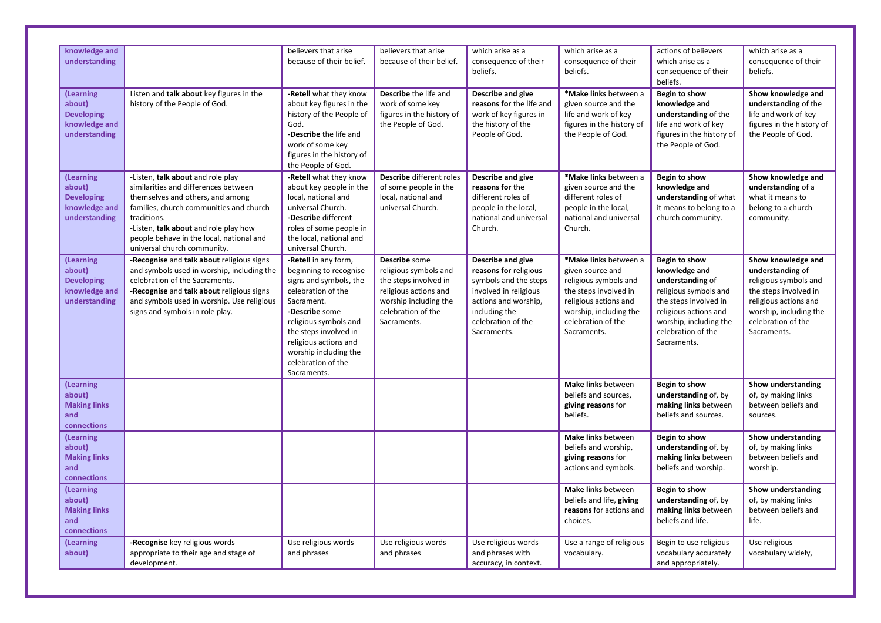| | | | | | | | |
|---|---|---|---|---|---|---|---|
| knowledge and understanding | | believers that arise because of their belief. | believers that arise because of their belief. | which arise as a consequence of their beliefs. | which arise as a consequence of their beliefs. | actions of believers which arise as a consequence of their beliefs. | which arise as a consequence of their beliefs. |
| (Learning about) Developing knowledge and understanding | Listen and **talk about** key figures in the history of the People of God. | -**Retell** what they know about key figures in the history of the People of God.<br>-**Describe** the life and work of some key figures in the history of the People of God. | **Describe** the life and work of some key figures in the history of the People of God. | **Describe and give reasons for** the life and work of key figures in the history of the People of God. | ***Make links** between a given source and the life and work of key figures in the history of the People of God. | **Begin to show knowledge and understanding** of the life and work of key figures in the history of the People of God. | **Show knowledge and understanding** of the life and work of key figures in the history of the People of God. |
| (Learning about) Developing knowledge and understanding | -Listen, **talk about** and role play similarities and differences between themselves and others, and among families, church communities and church traditions.<br>-Listen, **talk about** and role play how people behave in the local, national and universal church community. | -**Retell** what they know about key people in the local, national and universal Church.<br>-**Describe** different roles of some people in the local, national and universal Church. | **Describe** different roles of some people in the local, national and universal Church. | **Describe and give reasons for** the different roles of people in the local, national and universal Church. | ***Make links** between a given source and the different roles of people in the local, national and universal Church. | **Begin to show knowledge and understanding** of what it means to belong to a church community. | **Show knowledge and understanding** of a what it means to belong to a church community. |
| (Learning about) Developing knowledge and understanding | -**Recognise** and **talk about** religious signs and symbols used in worship, including the celebration of the Sacraments.<br>-**Recognise** and **talk about** religious signs and symbols used in worship. Use religious signs and symbols in role play. | -**Retell** in any form, beginning to recognise signs and symbols, the celebration of the Sacrament.<br>-**Describe** some religious symbols and the steps involved in religious actions and worship including the celebration of the Sacraments. | **Describe** some religious symbols and the steps involved in religious actions and worship including the celebration of the Sacraments. | **Describe and give reasons for** religious symbols and the steps involved in religious actions and worship, including the celebration of the Sacraments. | ***Make links** between a given source and religious symbols and the steps involved in religious actions and worship, including the celebration of the Sacraments. | **Begin to show knowledge and understanding** of religious symbols and the steps involved in religious actions and worship, including the celebration of the Sacraments. | **Show knowledge and understanding** of religious symbols and the steps involved in religious actions and worship, including the celebration of the Sacraments. |
| (Learning about) Making links and connections | | | | | **Make links** between beliefs and sources, **giving reasons** for beliefs. | **Begin to show understanding** of, by **making links** between beliefs and sources. | **Show understanding** of, by making links between beliefs and sources. |
| (Learning about) Making links and connections | | | | | **Make links** between beliefs and worship, **giving reasons** for actions and symbols. | **Begin to show understanding** of, by **making links** between beliefs and worship. | **Show understanding** of, by making links between beliefs and worship. |
| (Learning about) Making links and connections | | | | | **Make links** between beliefs and life, **giving reasons** for actions and choices. | **Begin to show understanding** of, by **making links** between beliefs and life. | **Show understanding** of, by making links between beliefs and life. |
| (Learning about) | -**Recognise** key religious words appropriate to their age and stage of development. | Use religious words and phrases | Use religious words and phrases | Use religious words and phrases with accuracy, in context. | Use a range of religious vocabulary. | Begin to use religious vocabulary accurately and appropriately. | Use religious vocabulary widely, |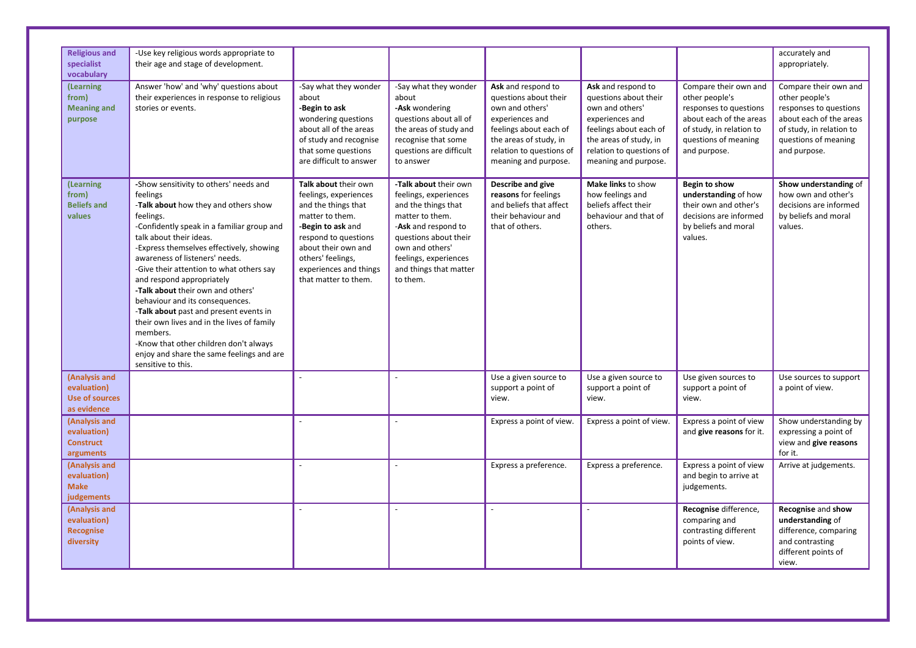| | | | | | | | |
|---|---|---|---|---|---|---|---|
| **Religious and specialist vocabulary** | -Use key religious words appropriate to their age and stage of development. | | | | | | accurately and appropriately. |
| **(Learning from) Meaning and purpose** | Answer 'how' and 'why' questions about their experiences in response to religious stories or events. | -Say what they wonder about<br>**-Begin to ask** wondering questions about all of the areas of study and recognise that some questions are difficult to answer | -Say what they wonder about<br>**-Ask** wondering questions about all of the areas of study and recognise that some questions are difficult to answer | **Ask** and respond to questions about their own and others' experiences and feelings about each of the areas of study, in relation to questions of meaning and purpose. | **Ask** and respond to questions about their own and others' experiences and feelings about each of the areas of study, in relation to questions of meaning and purpose. | Compare their own and other people's responses to questions about each of the areas of study, in relation to questions of meaning and purpose. | Compare their own and other people's responses to questions about each of the areas of study, in relation to questions of meaning and purpose. |
| **(Learning from) Beliefs and values** | -Show sensitivity to others' needs and feelings<br>-**Talk about** how they and others show feelings.<br>-Confidently speak in a familiar group and talk about their ideas.<br>-Express themselves effectively, showing awareness of listeners' needs.<br>-Give their attention to what others say and respond appropriately<br>-**Talk about** their own and others' behaviour and its consequences.<br>-**Talk about** past and present events in their own lives and in the lives of family members.<br>-Know that other children don't always enjoy and share the same feelings and are sensitive to this. | **Talk about** their own feelings, experiences and the things that matter to them.<br>**-Begin to ask** and respond to questions about their own and others' feelings, experiences and things that matter to them. | **-Talk about** their own feelings, experiences and the things that matter to them.<br>-**Ask** and respond to questions about their own and others' feelings, experiences and things that matter to them. | **Describe and give reasons** for feelings and beliefs that affect their behaviour and that of others. | **Make links** to show how feelings and beliefs affect their behaviour and that of others. | **Begin to show understanding** of how their own and other's decisions are informed by beliefs and moral values. | **Show understanding** of how own and other's decisions are informed by beliefs and moral values. |
| **(Analysis and evaluation) Use of sources as evidence** | | - | - | Use a given source to support a point of view. | Use a given source to support a point of view. | Use given sources to support a point of view. | Use sources to support a point of view. |
| **(Analysis and evaluation) Construct arguments** | | - | - | Express a point of view. | Express a point of view. | Express a point of view and **give reasons** for it. | Show understanding by expressing a point of view and **give reasons** for it. |
| **(Analysis and evaluation) Make judgements** | | - | - | Express a preference. | Express a preference. | Express a point of view and begin to arrive at judgements. | Arrive at judgements. |
| **(Analysis and evaluation) Recognise diversity** | | - | - | - | - | **Recognise** difference, comparing and contrasting different points of view. | **Recognise** and **show understanding** of difference, comparing and contrasting different points of view. |